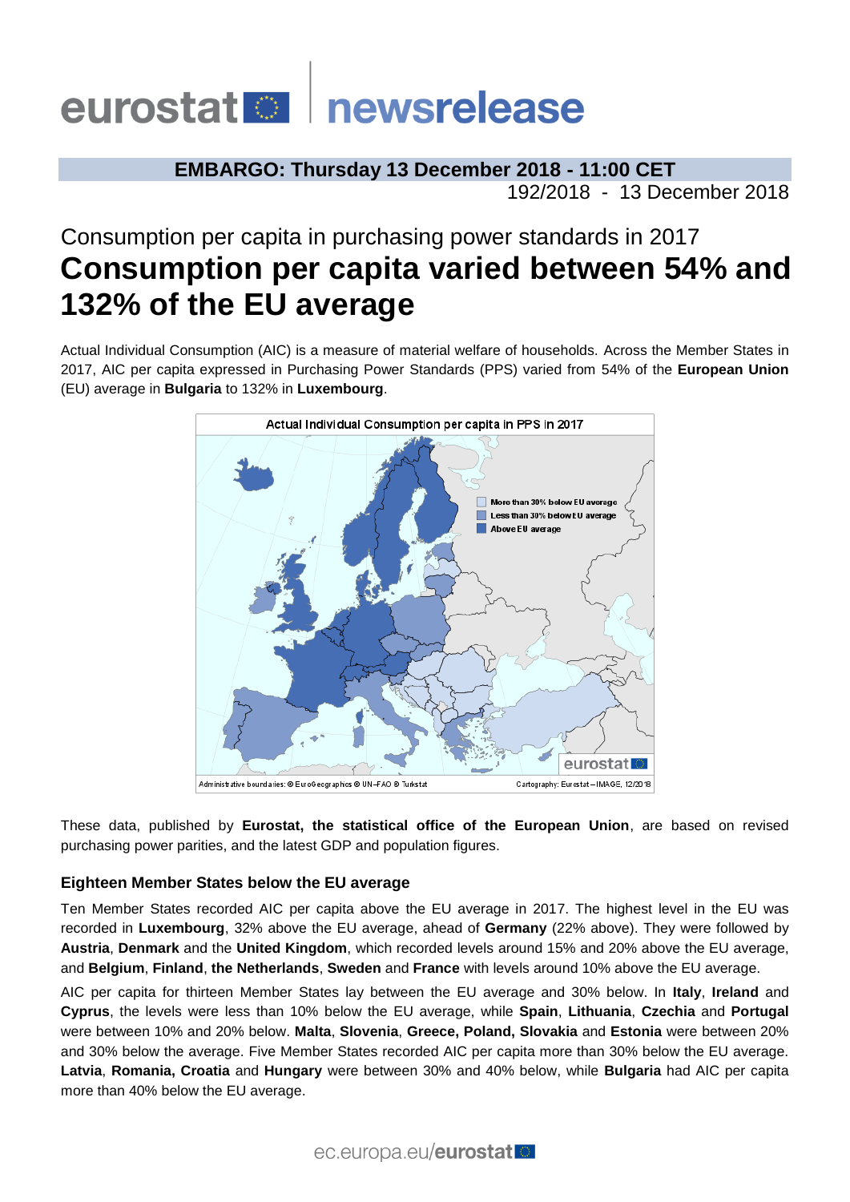eurostat newsrelease

**EMBARGO: Thursday 13 December 2018 - 11:00 CET**

192/2018 - 13 December 2018

Consumption per capita in purchasing power standards in 2017

# Consumption per capita varied between 54% and 132% of the EU average

Actual Individual Consumption (AIC) is a measure of material welfare of households. Across the Member States in 2017, AIC per capita expressed in Purchasing Power Standards (PPS) varied from 54% of the **European Union** (EU) average in **Bulgaria** to 132% in **Luxembourg**.

Actual Individual Consumption per capita in PPS in 2017

- More than 30% below EU average
- Less than 30% below EU average
- Above EU average

Administrative boundaries: © EuroGeographics © UN–FAO © Turkstat    Cartography: Eurostat – IMAGE, 12/2018

These data, published by **Eurostat, the statistical office of the European Union**, are based on revised purchasing power parities, and the latest GDP and population figures.

### Eighteen Member States below the EU average

Ten Member States recorded AIC per capita above the EU average in 2017. The highest level in the EU was recorded in **Luxembourg**, 32% above the EU average, ahead of **Germany** (22% above). They were followed by **Austria**, **Denmark** and the **United Kingdom**, which recorded levels around 15% and 20% above the EU average, and **Belgium**, **Finland**, **the Netherlands**, **Sweden** and **France** with levels around 10% above the EU average.

AIC per capita for thirteen Member States lay between the EU average and 30% below. In **Italy**, **Ireland** and **Cyprus**, the levels were less than 10% below the EU average, while **Spain**, **Lithuania**, **Czechia** and **Portugal** were between 10% and 20% below. **Malta**, **Slovenia**, **Greece, Poland, Slovakia** and **Estonia** were between 20% and 30% below the average. Five Member States recorded AIC per capita more than 30% below the EU average. **Latvia**, **Romania, Croatia** and **Hungary** were between 30% and 40% below, while **Bulgaria** had AIC per capita more than 40% below the EU average.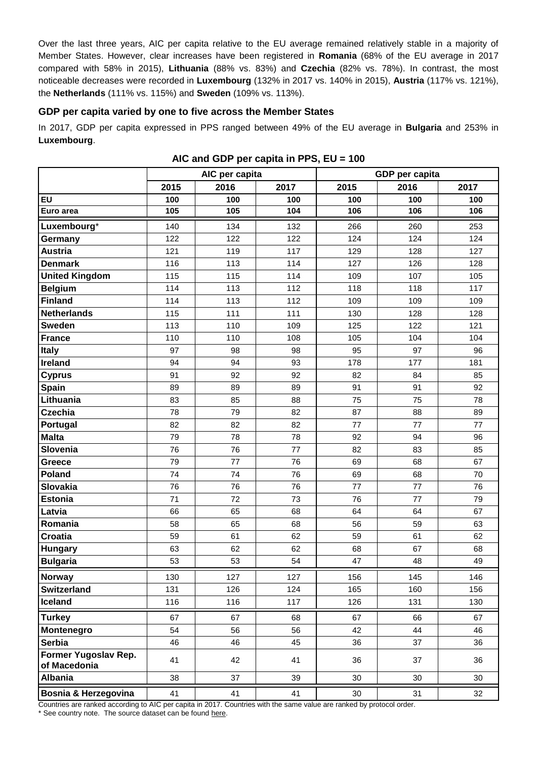Over the last three years, AIC per capita relative to the EU average remained relatively stable in a majority of Member States. However, clear increases have been registered in **Romania** (68% of the EU average in 2017 compared with 58% in 2015), **Lithuania** (88% vs. 83%) and **Czechia** (82% vs. 78%). In contrast, the most noticeable decreases were recorded in **Luxembourg** (132% in 2017 vs. 140% in 2015), **Austria** (117% vs. 121%), the **Netherlands** (111% vs. 115%) and **Sweden** (109% vs. 113%).

### GDP per capita varied by one to five across the Member States

In 2017, GDP per capita expressed in PPS ranged between 49% of the EU average in **Bulgaria** and 253% in **Luxembourg**.

**AIC and GDP per capita in PPS, EU = 100**

| | AIC per capita | | | GDP per capita | | |
|---|---|---|---|---|---|---|
| | 2015 | 2016 | 2017 | 2015 | 2016 | 2017 |
| **EU** | **100** | **100** | **100** | **100** | **100** | **100** |
| **Euro area** | **105** | **105** | **104** | **106** | **106** | **106** |
| Luxembourg* | 140 | 134 | 132 | 266 | 260 | 253 |
| **Germany** | 122 | 122 | 122 | 124 | 124 | 124 |
| **Austria** | 121 | 119 | 117 | 129 | 128 | 127 |
| **Denmark** | 116 | 113 | 114 | 127 | 126 | 128 |
| **United Kingdom** | 115 | 115 | 114 | 109 | 107 | 105 |
| **Belgium** | 114 | 113 | 112 | 118 | 118 | 117 |
| **Finland** | 114 | 113 | 112 | 109 | 109 | 109 |
| **Netherlands** | 115 | 111 | 111 | 130 | 128 | 128 |
| **Sweden** | 113 | 110 | 109 | 125 | 122 | 121 |
| **France** | 110 | 110 | 108 | 105 | 104 | 104 |
| **Italy** | 97 | 98 | 98 | 95 | 97 | 96 |
| **Ireland** | 94 | 94 | 93 | 178 | 177 | 181 |
| **Cyprus** | 91 | 92 | 92 | 82 | 84 | 85 |
| **Spain** | 89 | 89 | 89 | 91 | 91 | 92 |
| **Lithuania** | 83 | 85 | 88 | 75 | 75 | 78 |
| **Czechia** | 78 | 79 | 82 | 87 | 88 | 89 |
| **Portugal** | 82 | 82 | 82 | 77 | 77 | 77 |
| **Malta** | 79 | 78 | 78 | 92 | 94 | 96 |
| **Slovenia** | 76 | 76 | 77 | 82 | 83 | 85 |
| **Greece** | 79 | 77 | 76 | 69 | 68 | 67 |
| **Poland** | 74 | 74 | 76 | 69 | 68 | 70 |
| **Slovakia** | 76 | 76 | 76 | 77 | 77 | 76 |
| **Estonia** | 71 | 72 | 73 | 76 | 77 | 79 |
| **Latvia** | 66 | 65 | 68 | 64 | 64 | 67 |
| **Romania** | 58 | 65 | 68 | 56 | 59 | 63 |
| **Croatia** | 59 | 61 | 62 | 59 | 61 | 62 |
| **Hungary** | 63 | 62 | 62 | 68 | 67 | 68 |
| **Bulgaria** | 53 | 53 | 54 | 47 | 48 | 49 |
| **Norway** | 130 | 127 | 127 | 156 | 145 | 146 |
| **Switzerland** | 131 | 126 | 124 | 165 | 160 | 156 |
| **Iceland** | 116 | 116 | 117 | 126 | 131 | 130 |
| **Turkey** | 67 | 67 | 68 | 67 | 66 | 67 |
| **Montenegro** | 54 | 56 | 56 | 42 | 44 | 46 |
| **Serbia** | 46 | 46 | 45 | 36 | 37 | 36 |
| **Former Yugoslav Rep. of Macedonia** | 41 | 42 | 41 | 36 | 37 | 36 |
| **Albania** | 38 | 37 | 39 | 30 | 30 | 30 |
| **Bosnia & Herzegovina** | 41 | 41 | 41 | 30 | 31 | 32 |

Countries are ranked according to AIC per capita in 2017. Countries with the same value are ranked by protocol order.

* See country note. The source dataset can be found here.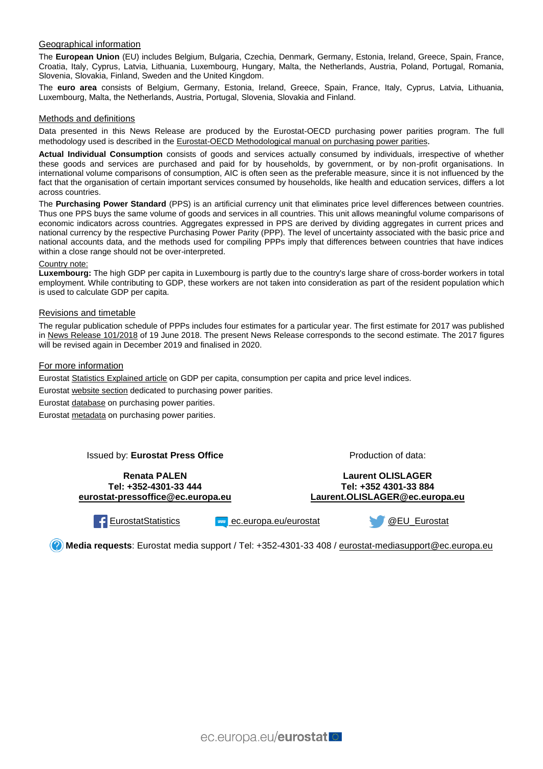## Geographical information

The **European Union** (EU) includes Belgium, Bulgaria, Czechia, Denmark, Germany, Estonia, Ireland, Greece, Spain, France, Croatia, Italy, Cyprus, Latvia, Lithuania, Luxembourg, Hungary, Malta, the Netherlands, Austria, Poland, Portugal, Romania, Slovenia, Slovakia, Finland, Sweden and the United Kingdom.

The **euro area** consists of Belgium, Germany, Estonia, Ireland, Greece, Spain, France, Italy, Cyprus, Latvia, Lithuania, Luxembourg, Malta, the Netherlands, Austria, Portugal, Slovenia, Slovakia and Finland.

## Methods and definitions

Data presented in this News Release are produced by the Eurostat-OECD purchasing power parities program. The full methodology used is described in the Eurostat-OECD Methodological manual on purchasing power parities.

**Actual Individual Consumption** consists of goods and services actually consumed by individuals, irrespective of whether these goods and services are purchased and paid for by households, by government, or by non-profit organisations. In international volume comparisons of consumption, AIC is often seen as the preferable measure, since it is not influenced by the fact that the organisation of certain important services consumed by households, like health and education services, differs a lot across countries.

The **Purchasing Power Standard** (PPS) is an artificial currency unit that eliminates price level differences between countries. Thus one PPS buys the same volume of goods and services in all countries. This unit allows meaningful volume comparisons of economic indicators across countries. Aggregates expressed in PPS are derived by dividing aggregates in current prices and national currency by the respective Purchasing Power Parity (PPP). The level of uncertainty associated with the basic price and national accounts data, and the methods used for compiling PPPs imply that differences between countries that have indices within a close range should not be over-interpreted.

Country note:

**Luxembourg:** The high GDP per capita in Luxembourg is partly due to the country's large share of cross-border workers in total employment. While contributing to GDP, these workers are not taken into consideration as part of the resident population which is used to calculate GDP per capita.

## Revisions and timetable

The regular publication schedule of PPPs includes four estimates for a particular year. The first estimate for 2017 was published in News Release 101/2018 of 19 June 2018. The present News Release corresponds to the second estimate. The 2017 figures will be revised again in December 2019 and finalised in 2020.

## For more information

Eurostat Statistics Explained article on GDP per capita, consumption per capita and price level indices.

Eurostat website section dedicated to purchasing power parities.

Eurostat database on purchasing power parities.

Eurostat metadata on purchasing power parities.

Issued by: **Eurostat Press Office**

**Renata PALEN**
**Tel: +352-4301-33 444**
**eurostat-pressoffice@ec.europa.eu**

Production of data:

**Laurent OLISLAGER**
**Tel: +352 4301-33 884**
**Laurent.OLISLAGER@ec.europa.eu**

EurostatStatistics | ec.europa.eu/eurostat | @EU_Eurostat

**Media requests**: Eurostat media support / Tel: +352-4301-33 408 / eurostat-mediasupport@ec.europa.eu